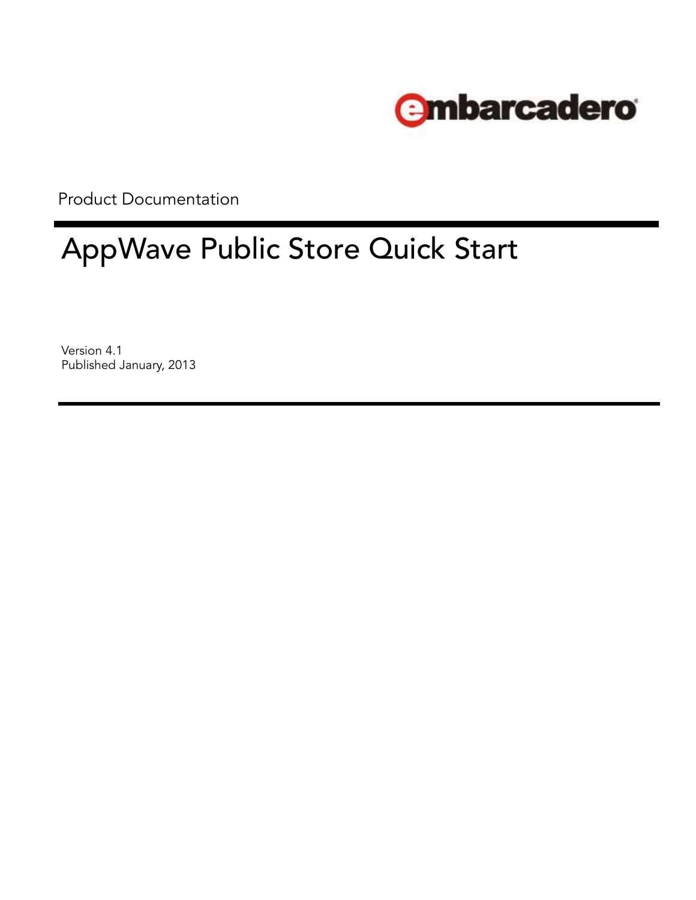embarcadero

Product Documentation

# AppWave Public Store Quick Start

Version 4.1
Published January, 2013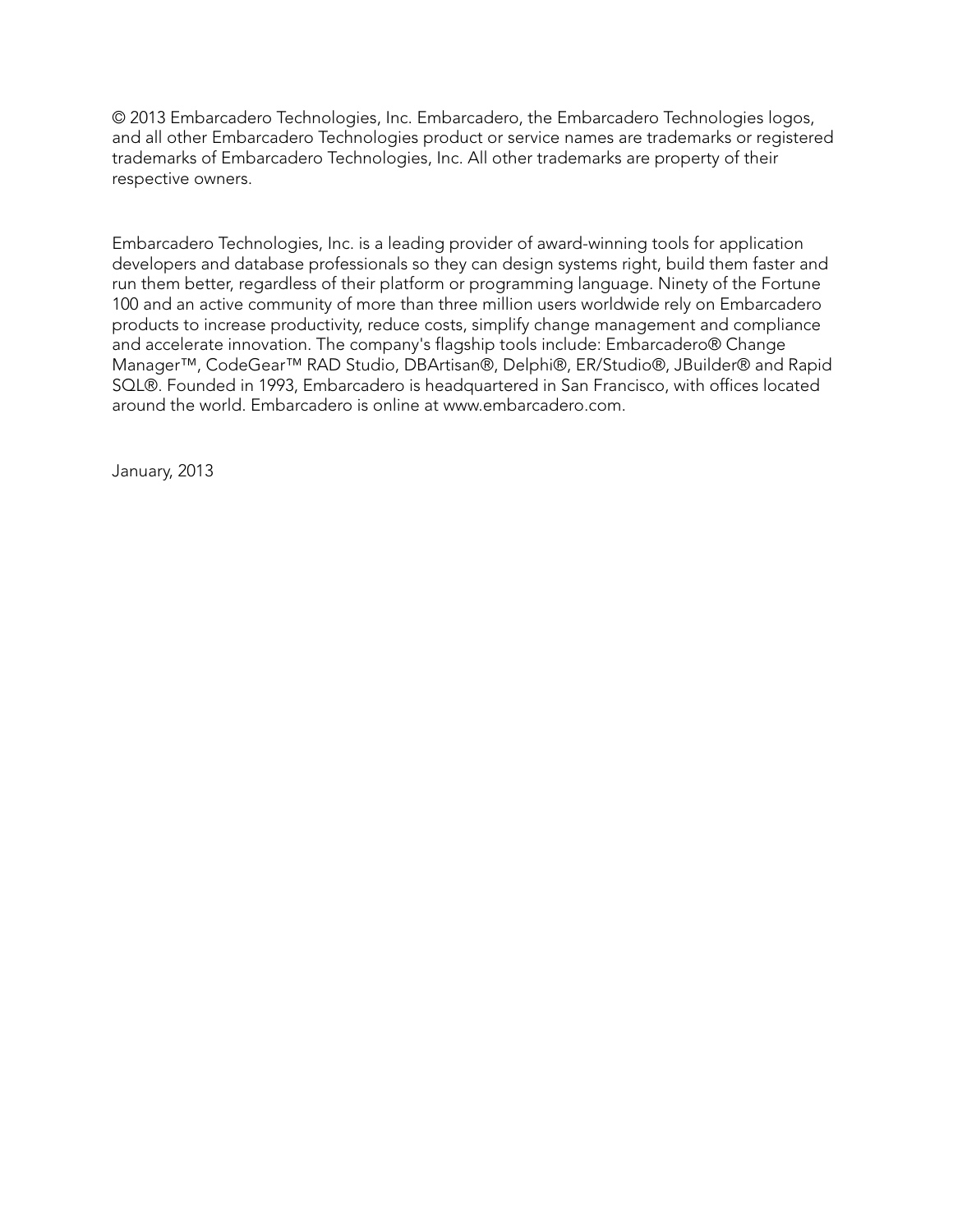© 2013 Embarcadero Technologies, Inc. Embarcadero, the Embarcadero Technologies logos, and all other Embarcadero Technologies product or service names are trademarks or registered trademarks of Embarcadero Technologies, Inc. All other trademarks are property of their respective owners.

Embarcadero Technologies, Inc. is a leading provider of award-winning tools for application developers and database professionals so they can design systems right, build them faster and run them better, regardless of their platform or programming language. Ninety of the Fortune 100 and an active community of more than three million users worldwide rely on Embarcadero products to increase productivity, reduce costs, simplify change management and compliance and accelerate innovation. The company's flagship tools include: Embarcadero® Change Manager™, CodeGear™ RAD Studio, DBArtisan®, Delphi®, ER/Studio®, JBuilder® and Rapid SQL®. Founded in 1993, Embarcadero is headquartered in San Francisco, with offices located around the world. Embarcadero is online at www.embarcadero.com.

January, 2013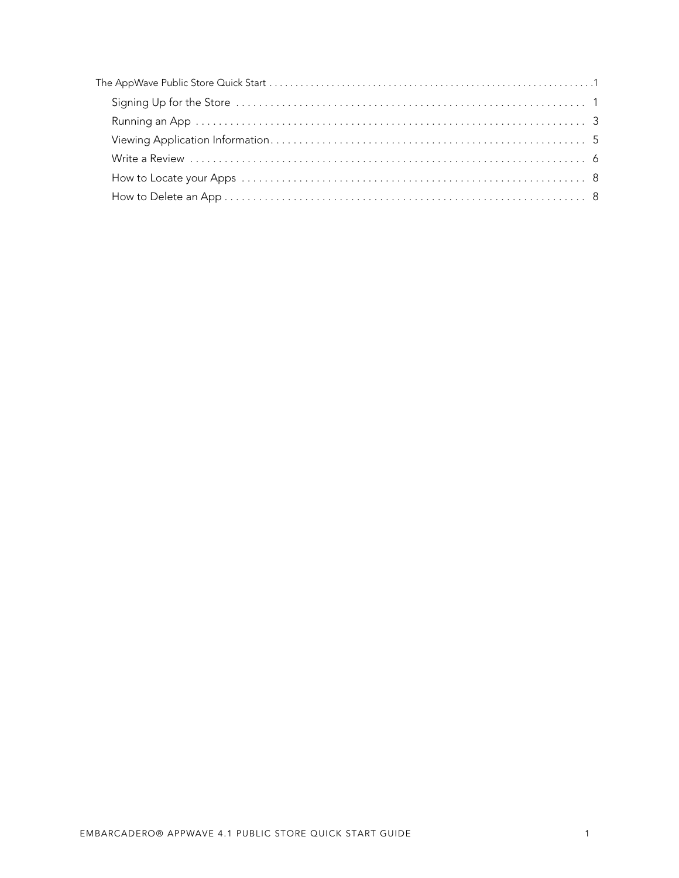The AppWave Public Store Quick Start . . . . . . . . . . . . . . . . . . . . . . . . . . . . . . . . . . . . . . . . . . . . . . . . . . . . . . . . . . . . . .1

- Signing Up for the Store . . . . . . . . . . . . . . . . . . . . . . . . . . . . . . . . . . . . . . . . . . . . . . . . . . . . . . . . . . . . . 1
- Running an App . . . . . . . . . . . . . . . . . . . . . . . . . . . . . . . . . . . . . . . . . . . . . . . . . . . . . . . . . . . . . . . . . . . 3
- Viewing Application Information. . . . . . . . . . . . . . . . . . . . . . . . . . . . . . . . . . . . . . . . . . . . . . . . . . . . . . 5
- Write a Review . . . . . . . . . . . . . . . . . . . . . . . . . . . . . . . . . . . . . . . . . . . . . . . . . . . . . . . . . . . . . . . . . . . 6
- How to Locate your Apps . . . . . . . . . . . . . . . . . . . . . . . . . . . . . . . . . . . . . . . . . . . . . . . . . . . . . . . . . . . . 8
- How to Delete an App . . . . . . . . . . . . . . . . . . . . . . . . . . . . . . . . . . . . . . . . . . . . . . . . . . . . . . . . . . . . . . . 8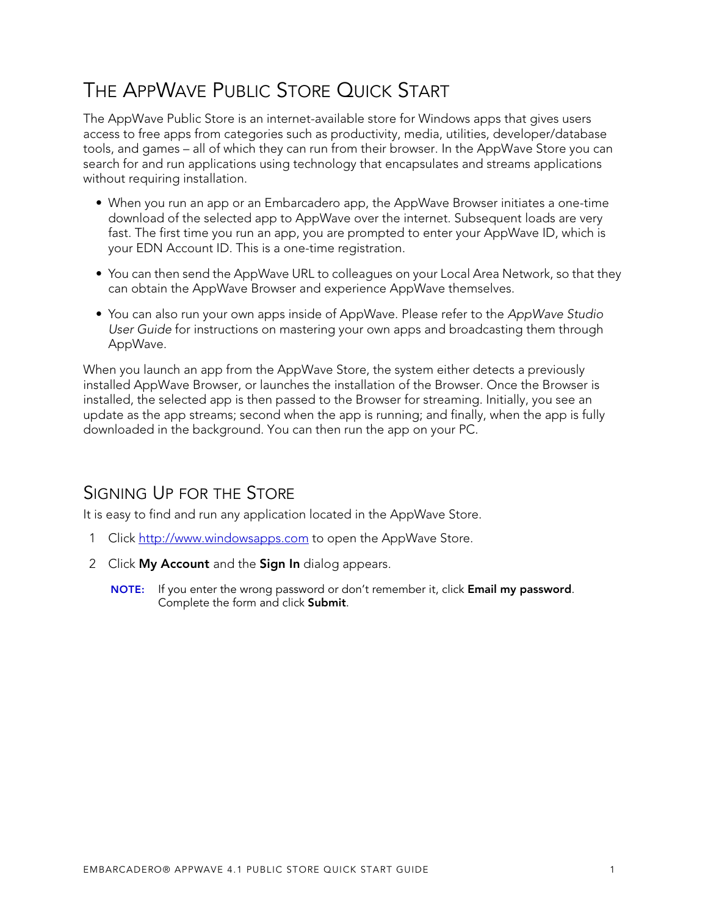# The AppWave Public Store Quick Start

The AppWave Public Store is an internet-available store for Windows apps that gives users access to free apps from categories such as productivity, media, utilities, developer/database tools, and games – all of which they can run from their browser. In the AppWave Store you can search for and run applications using technology that encapsulates and streams applications without requiring installation.

- When you run an app or an Embarcadero app, the AppWave Browser initiates a one-time download of the selected app to AppWave over the internet. Subsequent loads are very fast. The first time you run an app, you are prompted to enter your AppWave ID, which is your EDN Account ID. This is a one-time registration.
- You can then send the AppWave URL to colleagues on your Local Area Network, so that they can obtain the AppWave Browser and experience AppWave themselves.
- You can also run your own apps inside of AppWave. Please refer to the *AppWave Studio User Guide* for instructions on mastering your own apps and broadcasting them through AppWave.

When you launch an app from the AppWave Store, the system either detects a previously installed AppWave Browser, or launches the installation of the Browser. Once the Browser is installed, the selected app is then passed to the Browser for streaming. Initially, you see an update as the app streams; second when the app is running; and finally, when the app is fully downloaded in the background. You can then run the app on your PC.

## Signing Up for the Store

It is easy to find and run any application located in the AppWave Store.

1. Click [http://www.windowsapps.com](http://www.windowsapps.com) to open the AppWave Store.
2. Click **My Account** and the **Sign In** dialog appears.

   **NOTE:** If you enter the wrong password or don't remember it, click **Email my password**. Complete the form and click **Submit**.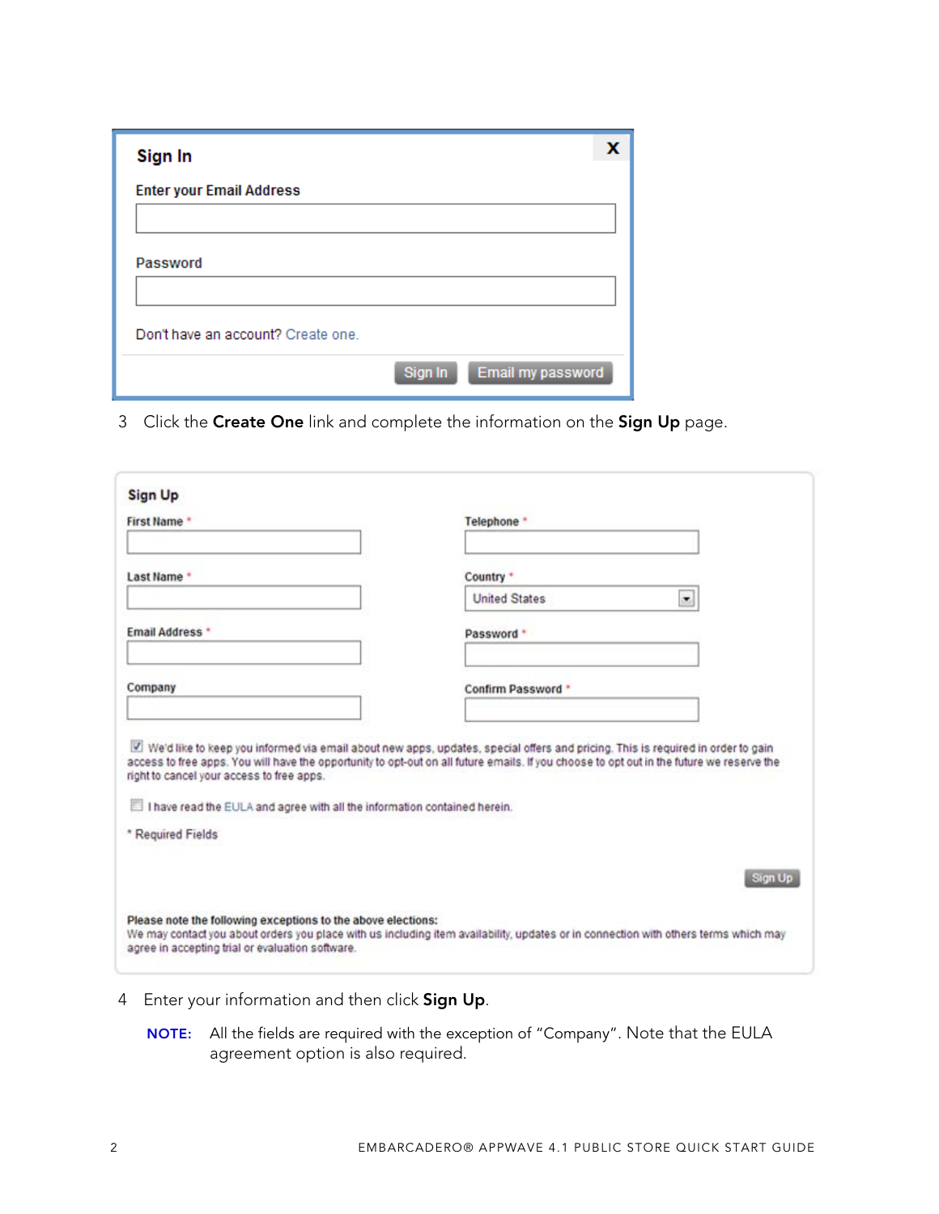**Sign In**

Enter your Email Address

Password

Don't have an account? Create one.

Sign In | Email my password

3 Click the **Create One** link and complete the information on the **Sign Up** page.

**Sign Up**

First Name *

Last Name *

Email Address *

Company

Telephone *

Country *

United States

Password *

Confirm Password *

☑ We'd like to keep you informed via email about new apps, updates, special offers and pricing. This is required in order to gain access to free apps. You will have the opportunity to opt-out on all future emails. If you choose to opt out in the future we reserve the right to cancel your access to free apps.

☐ I have read the EULA and agree with all the information contained herein.

* Required Fields

Sign Up

**Please note the following exceptions to the above elections:**
We may contact you about orders you place with us including item availability, updates or in connection with others terms which may agree in accepting trial or evaluation software.

4 Enter your information and then click **Sign Up**.

**NOTE:** All the fields are required with the exception of "Company". Note that the EULA agreement option is also required.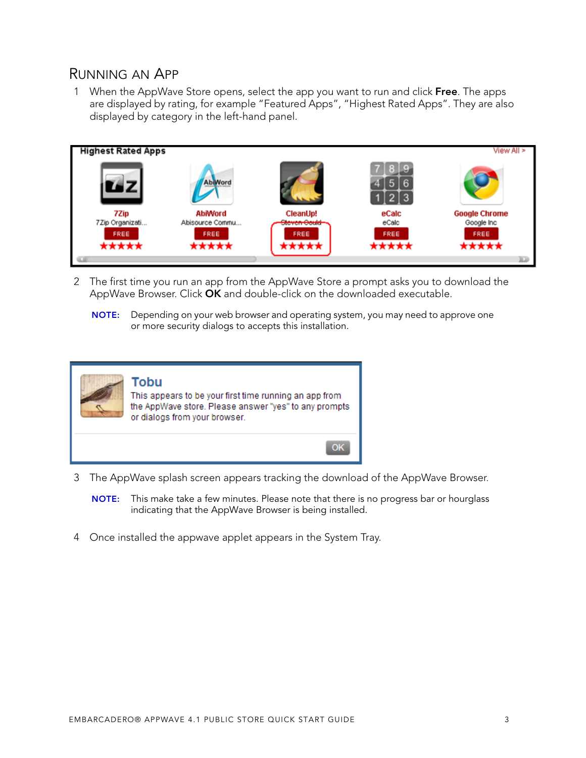## Running an App

1. When the AppWave Store opens, select the app you want to run and click **Free**. The apps are displayed by rating, for example "Featured Apps", "Highest Rated Apps". They are also displayed by category in the left-hand panel.

2. The first time you run an app from the AppWave Store a prompt asks you to download the AppWave Browser. Click **OK** and double-click on the downloaded executable.

   **NOTE:** Depending on your web browser and operating system, you may need to approve one or more security dialogs to accepts this installation.

3. The AppWave splash screen appears tracking the download of the AppWave Browser.

   **NOTE:** This make take a few minutes. Please note that there is no progress bar or hourglass indicating that the AppWave Browser is being installed.

4. Once installed the appwave applet appears in the System Tray.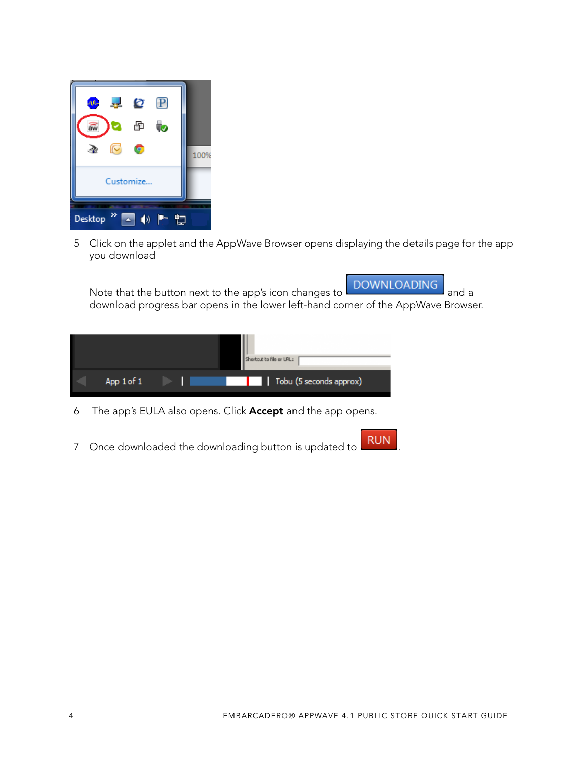5 Click on the applet and the AppWave Browser opens displaying the details page for the app you download

Note that the button next to the app's icon changes to DOWNLOADING and a download progress bar opens in the lower left-hand corner of the AppWave Browser.

6 The app's EULA also opens. Click **Accept** and the app opens.

7 Once downloaded the downloading button is updated to RUN.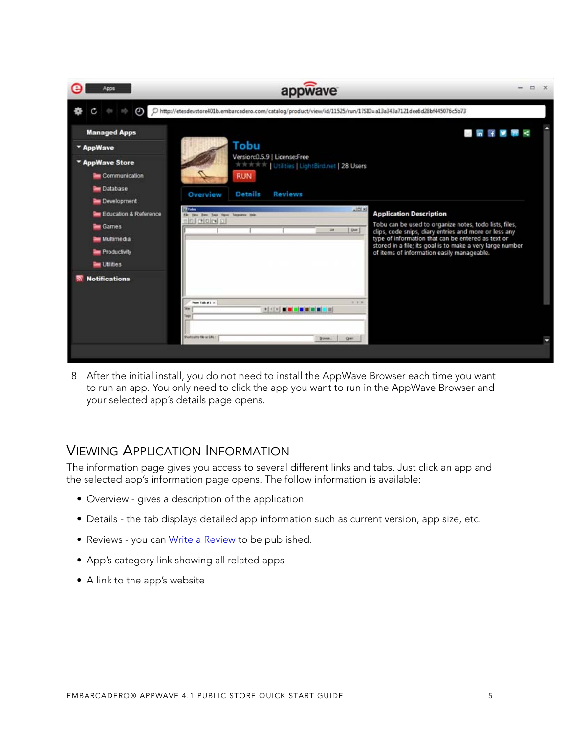8 After the initial install, you do not need to install the AppWave Browser each time you want to run an app. You only need to click the app you want to run in the AppWave Browser and your selected app's details page opens.

## Viewing Application Information

The information page gives you access to several different links and tabs. Just click an app and the selected app's information page opens. The follow information is available:

- Overview - gives a description of the application.
- Details - the tab displays detailed app information such as current version, app size, etc.
- Reviews - you can Write a Review to be published.
- App's category link showing all related apps
- A link to the app's website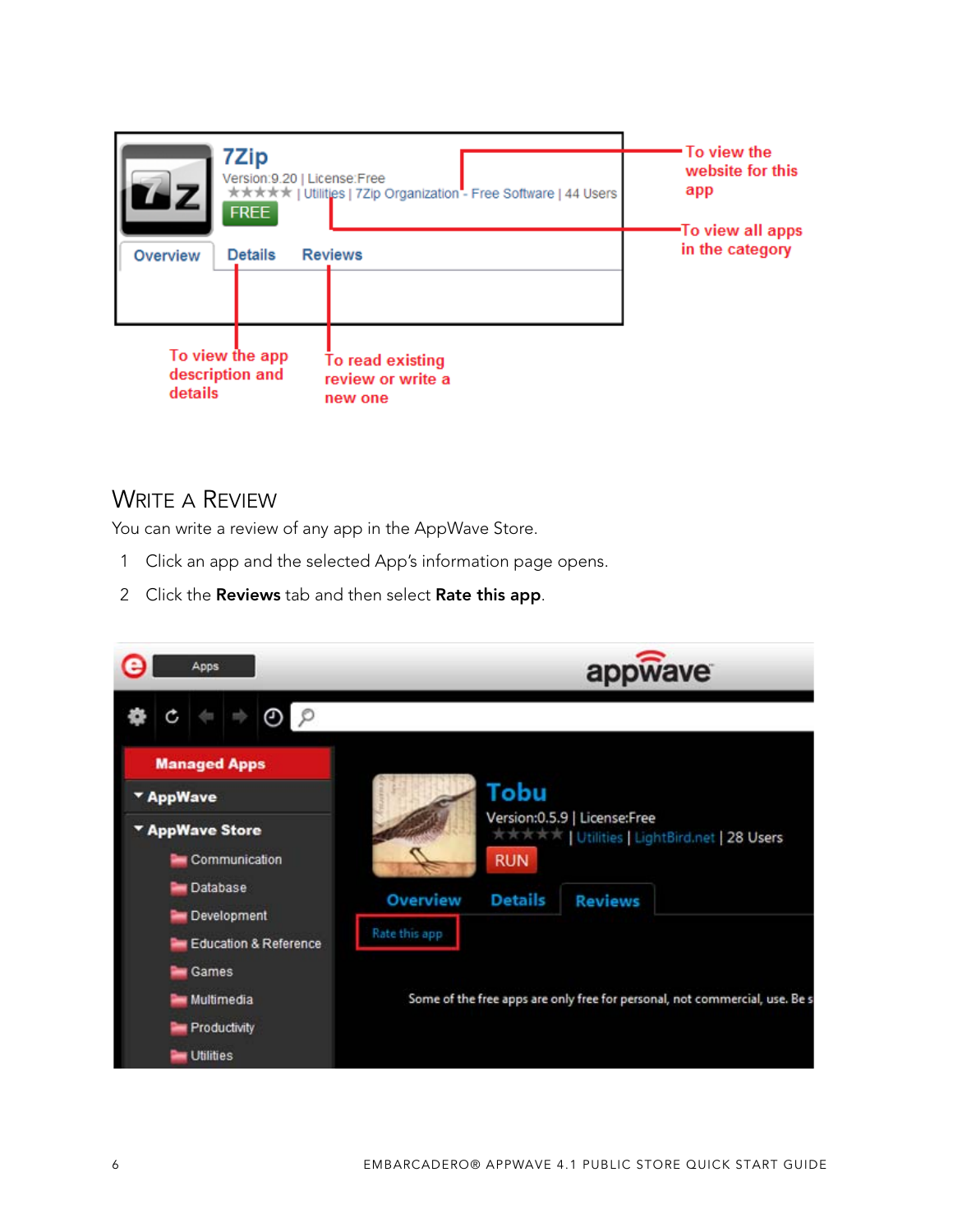## Write a Review

You can write a review of any app in the AppWave Store.

1 Click an app and the selected App's information page opens.

2 Click the **Reviews** tab and then select **Rate this app**.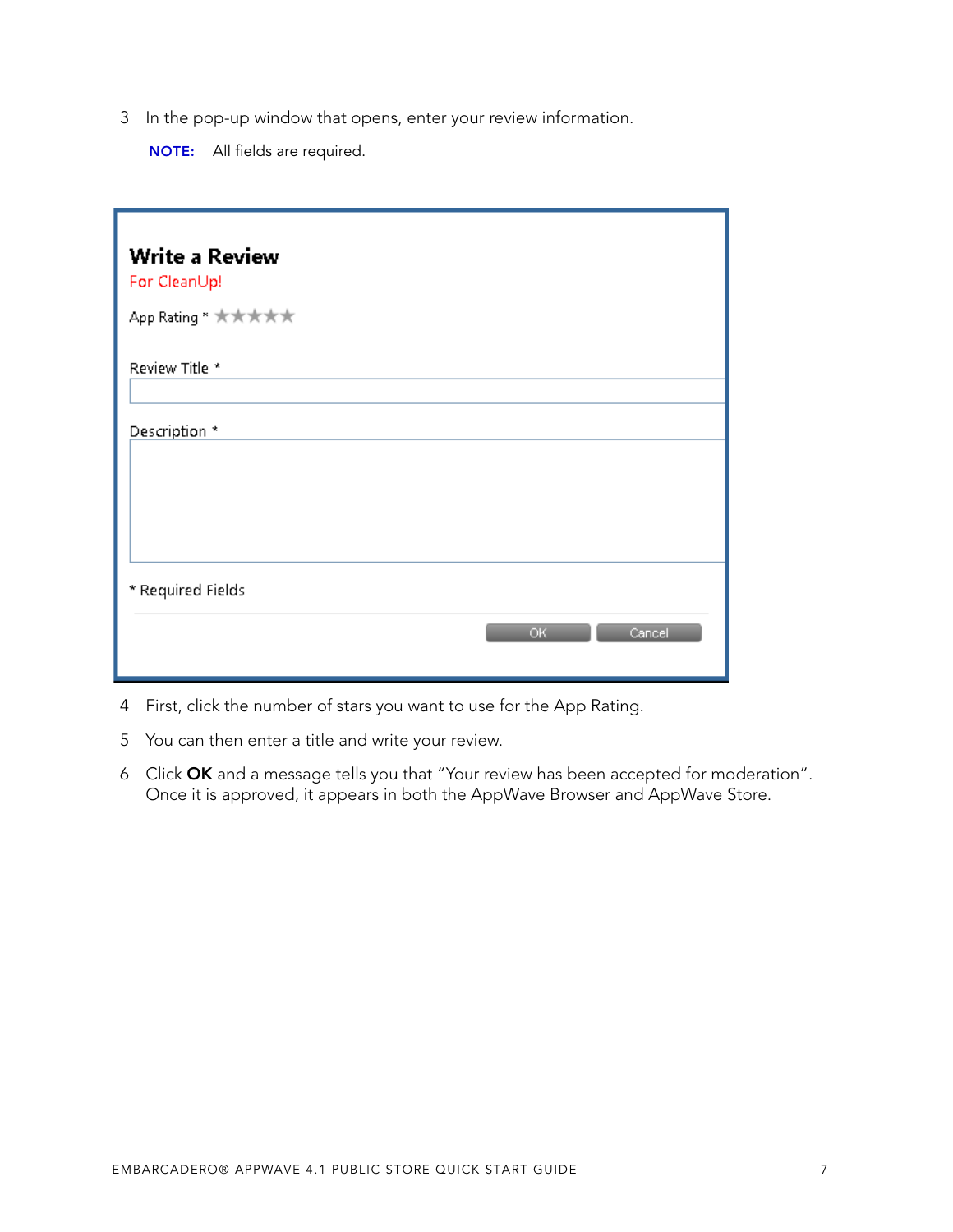3 In the pop-up window that opens, enter your review information.

**NOTE:** All fields are required.

**Write a Review**

For CleanUp!

App Rating * ★★★★★

Review Title *

Description *

* Required Fields

OK Cancel

4 First, click the number of stars you want to use for the App Rating.

5 You can then enter a title and write your review.

6 Click **OK** and a message tells you that “Your review has been accepted for moderation”. Once it is approved, it appears in both the AppWave Browser and AppWave Store.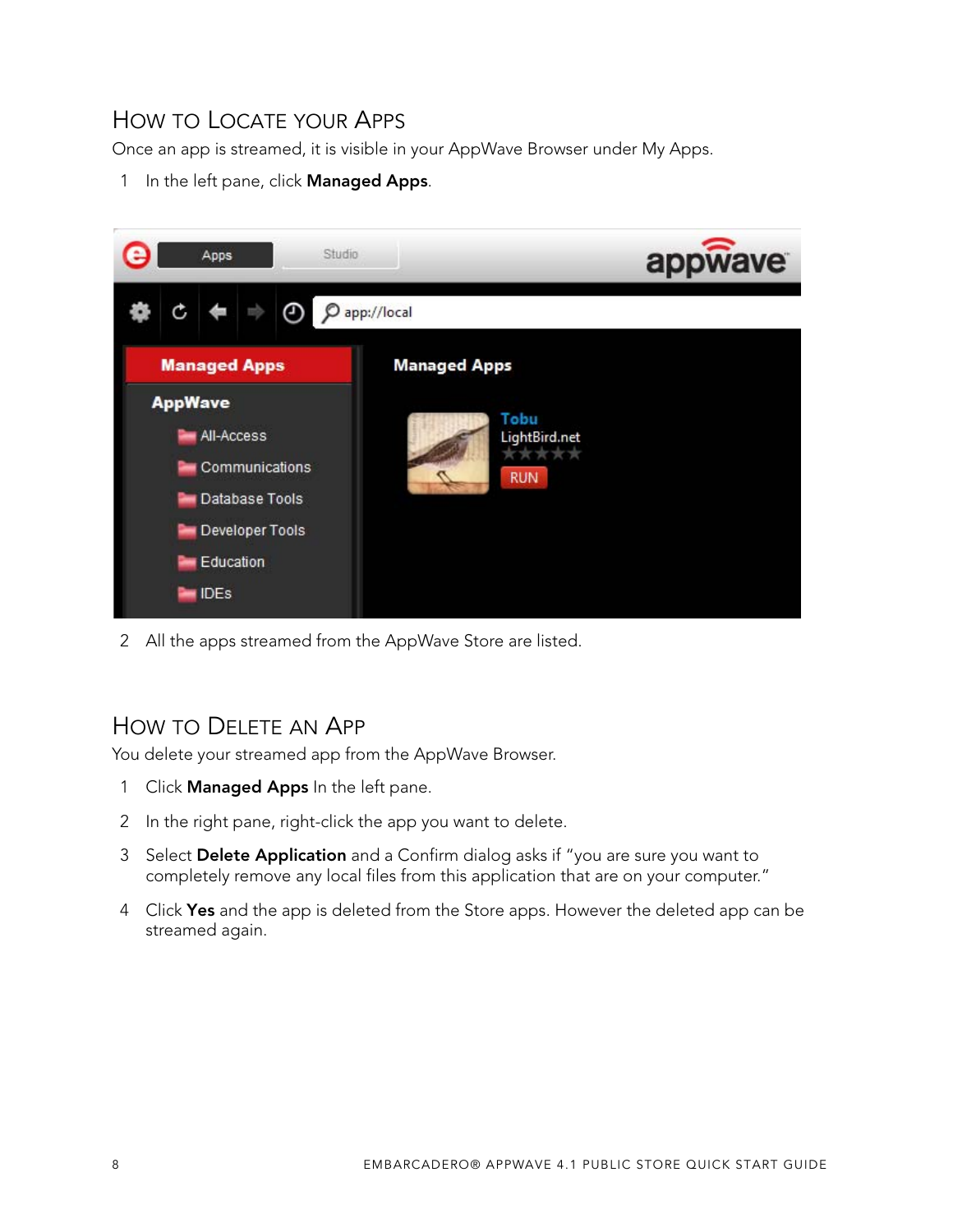## How to Locate your Apps

Once an app is streamed, it is visible in your AppWave Browser under My Apps.

1 In the left pane, click **Managed Apps**.

2 All the apps streamed from the AppWave Store are listed.

## How to Delete an App

You delete your streamed app from the AppWave Browser.

1 Click **Managed Apps** In the left pane.

2 In the right pane, right-click the app you want to delete.

3 Select **Delete Application** and a Confirm dialog asks if "you are sure you want to completely remove any local files from this application that are on your computer."

4 Click **Yes** and the app is deleted from the Store apps. However the deleted app can be streamed again.